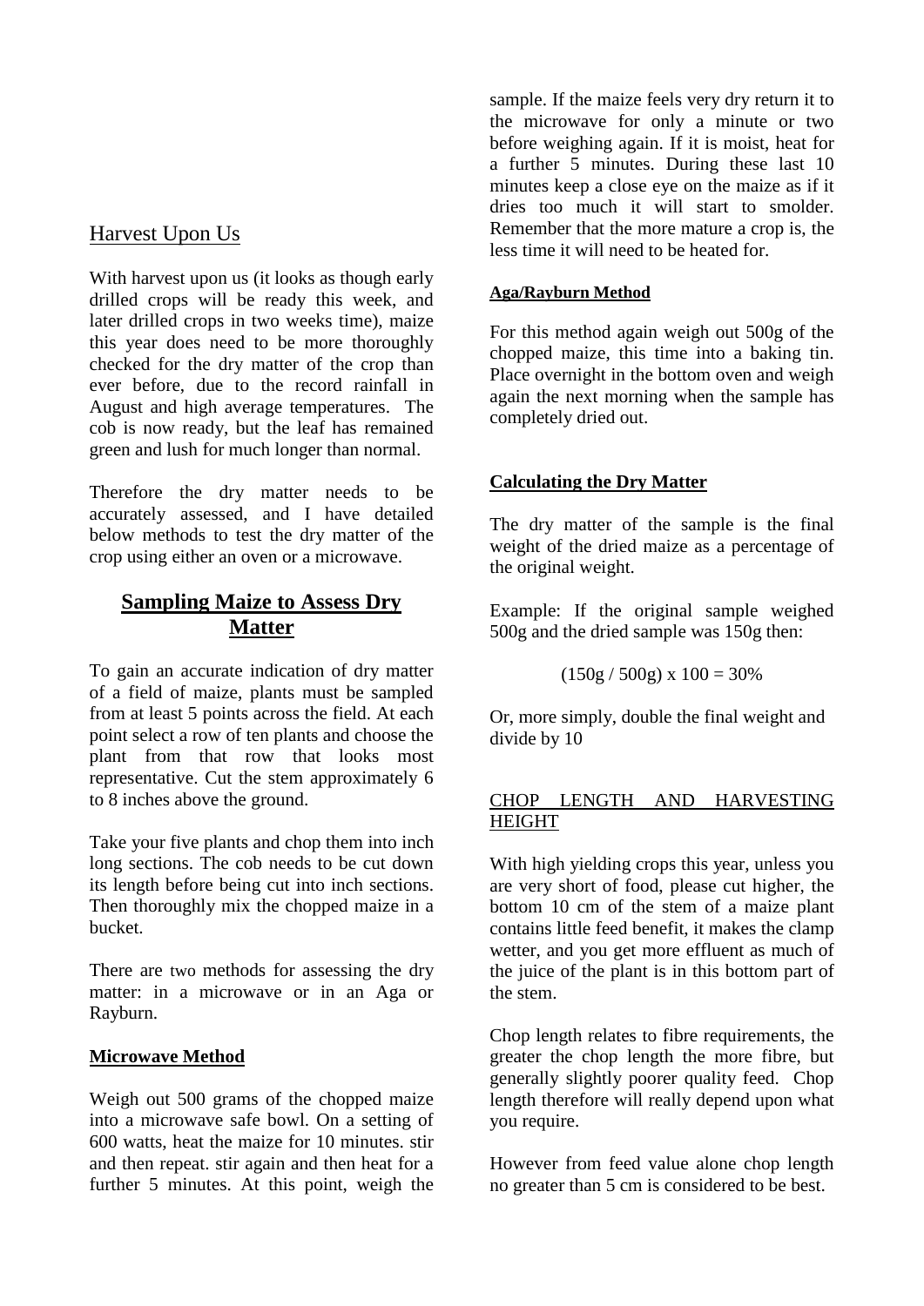## Harvest Upon Us

With harvest upon us (it looks as though early drilled crops will be ready this week, and later drilled crops in two weeks time), maize this year does need to be more thoroughly checked for the dry matter of the crop than ever before, due to the record rainfall in August and high average temperatures. The cob is now ready, but the leaf has remained green and lush for much longer than normal.

Therefore the dry matter needs to be accurately assessed, and I have detailed below methods to test the dry matter of the crop using either an oven or a microwave.

## Sampling Maize to Assess Dry Matter

To gain an accurate indication of dry matter of a field of maize, plants must be sampled from at least 5 points across the field. At each point select a row of ten plants and choose the plant from that row that looks most representative. Cut the stem approximately 6 to 8 inches above the ground.

Take your five plants and chop them into inch long sections. The cob needs to be cut down its length before being cut into inch sections. Then thoroughly mix the chopped maize in a bucket.

There are two methods for assessing the dry matter: in a microwave or in an Aga or Rayburn.

### Microwave Method

Weigh out 500 grams of the chopped maize into a microwave safe bowl. On a setting of 600 watts, heat the maize for 10 minutes. stir and then repeat. stir again and then heat for a further 5 minutes. At this point, weigh the sample. If the maize feels very dry return it to the microwave for only a minute or two before weighing again. If it is moist, heat for a further 5 minutes. During these last 10 minutes keep a close eye on the maize as if it dries too much it will start to smolder. Remember that the more mature a crop is, the less time it will need to be heated for.

### Aga/Rayburn Method

For this method again weigh out 500g of the chopped maize, this time into a baking tin. Place overnight in the bottom oven and weigh again the next morning when the sample has completely dried out.

### Calculating the Dry Matter

The dry matter of the sample is the final weight of the dried maize as a percentage of the original weight.

Example: If the original sample weighed 500g and the dried sample was 150g then:

$$(150\text{g} / 500\text{g}) \times 100 = 30\%$$

Or, more simply, double the final weight and divide by 10

## CHOP LENGTH AND HARVESTING HEIGHT

With high yielding crops this year, unless you are very short of food, please cut higher, the bottom 10 cm of the stem of a maize plant contains little feed benefit, it makes the clamp wetter, and you get more effluent as much of the juice of the plant is in this bottom part of the stem.

Chop length relates to fibre requirements, the greater the chop length the more fibre, but generally slightly poorer quality feed. Chop length therefore will really depend upon what you require.

However from feed value alone chop length no greater than 5 cm is considered to be best.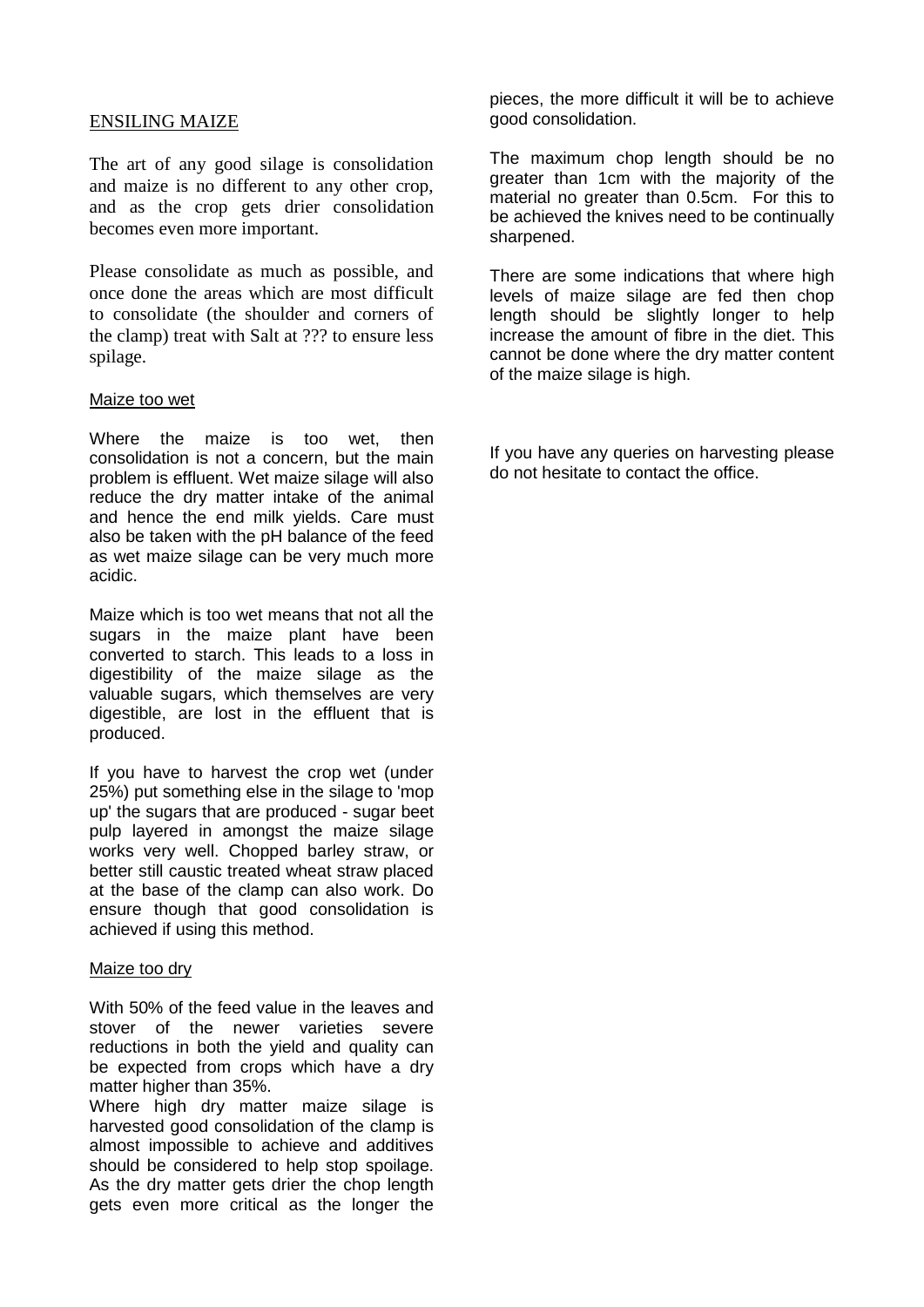## ENSILING MAIZE

The art of any good silage is consolidation and maize is no different to any other crop, and as the crop gets drier consolidation becomes even more important.

Please consolidate as much as possible, and once done the areas which are most difficult to consolidate (the shoulder and corners of the clamp) treat with Salt at ??? to ensure less spilage.

### Maize too wet

Where the maize is too wet, then consolidation is not a concern, but the main problem is effluent. Wet maize silage will also reduce the dry matter intake of the animal and hence the end milk yields. Care must also be taken with the pH balance of the feed as wet maize silage can be very much more acidic.

Maize which is too wet means that not all the sugars in the maize plant have been converted to starch. This leads to a loss in digestibility of the maize silage as the valuable sugars, which themselves are very digestible, are lost in the effluent that is produced.

If you have to harvest the crop wet (under 25%) put something else in the silage to 'mop up' the sugars that are produced - sugar beet pulp layered in amongst the maize silage works very well. Chopped barley straw, or better still caustic treated wheat straw placed at the base of the clamp can also work. Do ensure though that good consolidation is achieved if using this method.

### Maize too dry

With 50% of the feed value in the leaves and stover of the newer varieties severe reductions in both the yield and quality can be expected from crops which have a dry matter higher than 35%.

Where high dry matter maize silage is harvested good consolidation of the clamp is almost impossible to achieve and additives should be considered to help stop spoilage. As the dry matter gets drier the chop length gets even more critical as the longer the pieces, the more difficult it will be to achieve good consolidation.

The maximum chop length should be no greater than 1cm with the majority of the material no greater than 0.5cm. For this to be achieved the knives need to be continually sharpened.

There are some indications that where high levels of maize silage are fed then chop length should be slightly longer to help increase the amount of fibre in the diet. This cannot be done where the dry matter content of the maize silage is high.

If you have any queries on harvesting please do not hesitate to contact the office.